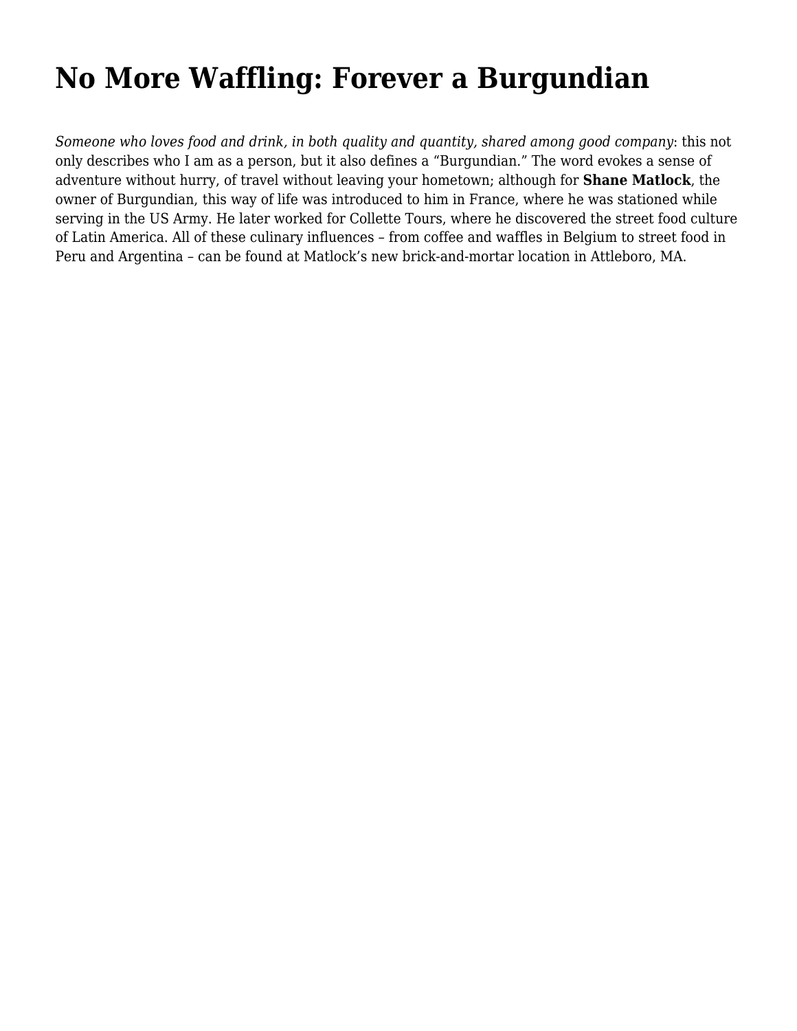# No More Waffling: Forever a Burgundian

*Someone who loves food and drink, in both quality and quantity, shared among good company*: this not only describes who I am as a person, but it also defines a "Burgundian." The word evokes a sense of adventure without hurry, of travel without leaving your hometown; although for **Shane Matlock**, the owner of Burgundian, this way of life was introduced to him in France, where he was stationed while serving in the US Army. He later worked for Collette Tours, where he discovered the street food culture of Latin America. All of these culinary influences – from coffee and waffles in Belgium to street food in Peru and Argentina – can be found at Matlock's new brick-and-mortar location in Attleboro, MA.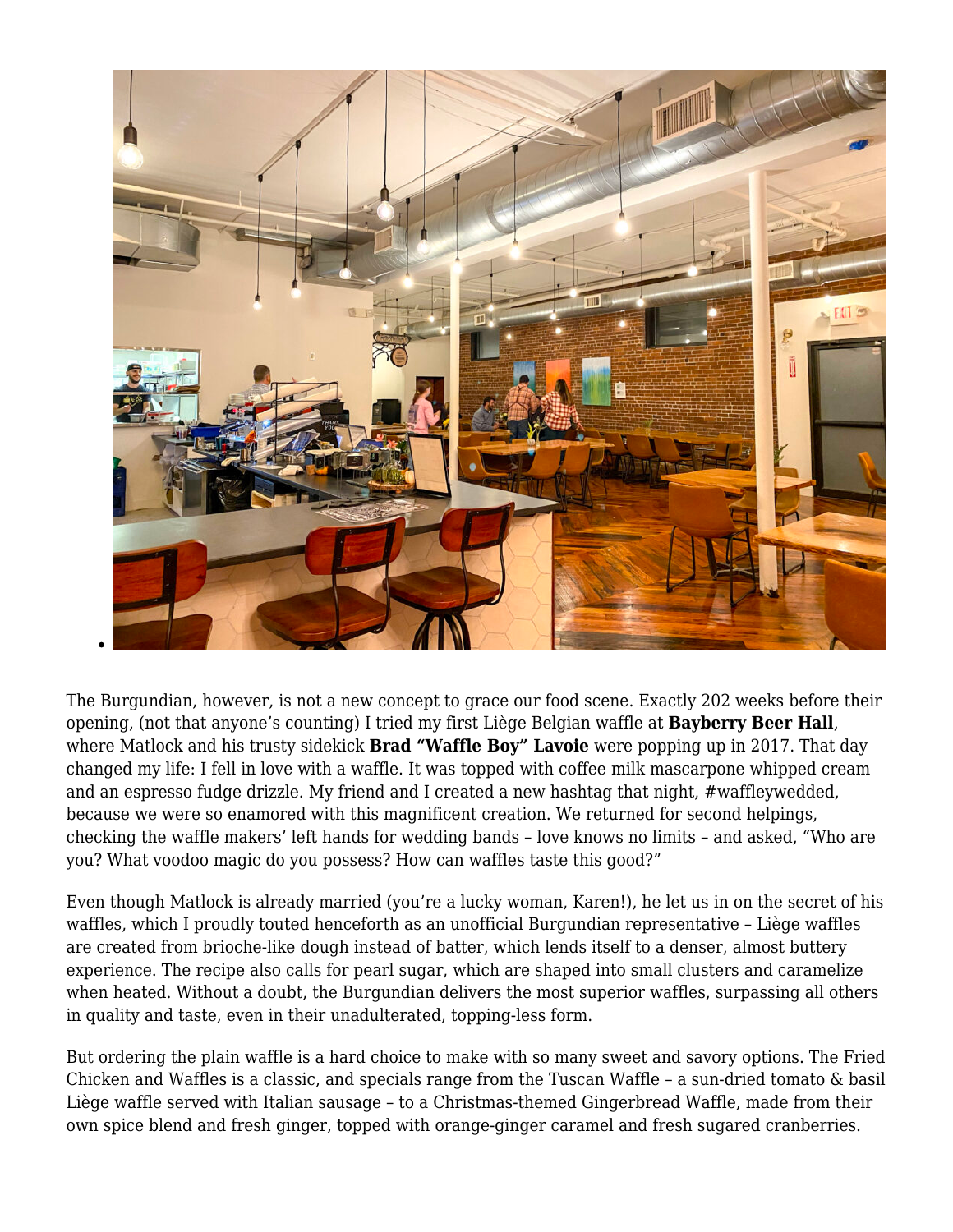The Burgundian, however, is not a new concept to grace our food scene. Exactly 202 weeks before their opening, (not that anyone's counting) I tried my first Liège Belgian waffle at **Bayberry Beer Hall**, where Matlock and his trusty sidekick **Brad "Waffle Boy" Lavoie** were popping up in 2017. That day changed my life: I fell in love with a waffle. It was topped with coffee milk mascarpone whipped cream and an espresso fudge drizzle. My friend and I created a new hashtag that night, #waffleywedded, because we were so enamored with this magnificent creation. We returned for second helpings, checking the waffle makers' left hands for wedding bands – love knows no limits – and asked, "Who are you? What voodoo magic do you possess? How can waffles taste this good?"

Even though Matlock is already married (you're a lucky woman, Karen!), he let us in on the secret of his waffles, which I proudly touted henceforth as an unofficial Burgundian representative – Liège waffles are created from brioche-like dough instead of batter, which lends itself to a denser, almost buttery experience. The recipe also calls for pearl sugar, which are shaped into small clusters and caramelize when heated. Without a doubt, the Burgundian delivers the most superior waffles, surpassing all others in quality and taste, even in their unadulterated, topping-less form.

But ordering the plain waffle is a hard choice to make with so many sweet and savory options. The Fried Chicken and Waffles is a classic, and specials range from the Tuscan Waffle – a sun-dried tomato & basil Liège waffle served with Italian sausage – to a Christmas-themed Gingerbread Waffle, made from their own spice blend and fresh ginger, topped with orange-ginger caramel and fresh sugared cranberries.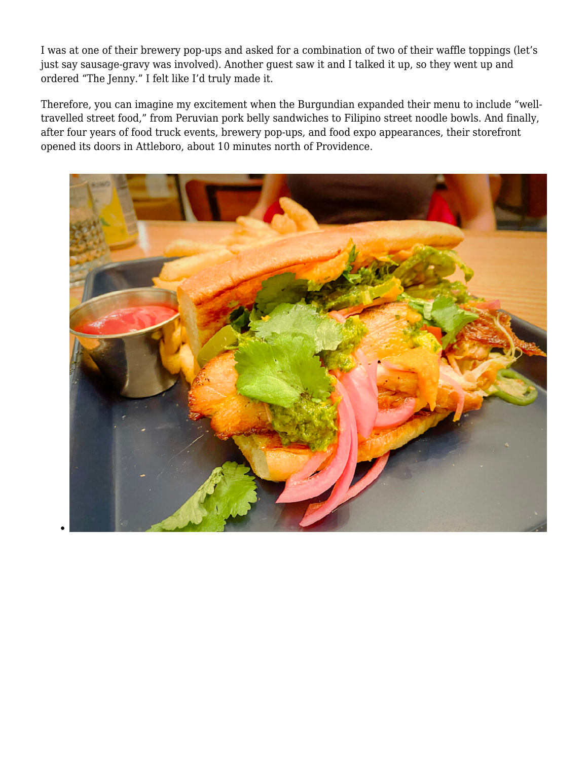I was at one of their brewery pop-ups and asked for a combination of two of their waffle toppings (let's just say sausage-gravy was involved). Another guest saw it and I talked it up, so they went up and ordered "The Jenny." I felt like I'd truly made it.

Therefore, you can imagine my excitement when the Burgundian expanded their menu to include "well-travelled street food," from Peruvian pork belly sandwiches to Filipino street noodle bowls. And finally, after four years of food truck events, brewery pop-ups, and food expo appearances, their storefront opened its doors in Attleboro, about 10 minutes north of Providence.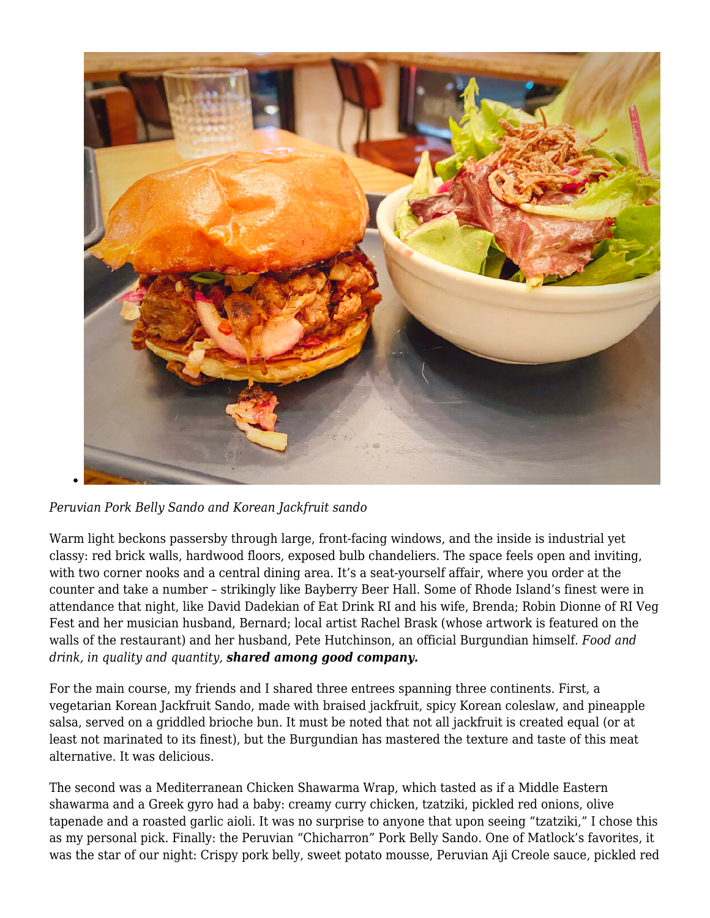*Peruvian Pork Belly Sando and Korean Jackfruit sando*

Warm light beckons passersby through large, front-facing windows, and the inside is industrial yet classy: red brick walls, hardwood floors, exposed bulb chandeliers. The space feels open and inviting, with two corner nooks and a central dining area. It's a seat-yourself affair, where you order at the counter and take a number – strikingly like Bayberry Beer Hall. Some of Rhode Island's finest were in attendance that night, like David Dadekian of Eat Drink RI and his wife, Brenda; Robin Dionne of RI Veg Fest and her musician husband, Bernard; local artist Rachel Brask (whose artwork is featured on the walls of the restaurant) and her husband, Pete Hutchinson, an official Burgundian himself. *Food and drink, in quality and quantity,* ***shared among good company.***

For the main course, my friends and I shared three entrees spanning three continents. First, a vegetarian Korean Jackfruit Sando, made with braised jackfruit, spicy Korean coleslaw, and pineapple salsa, served on a griddled brioche bun. It must be noted that not all jackfruit is created equal (or at least not marinated to its finest), but the Burgundian has mastered the texture and taste of this meat alternative. It was delicious.

The second was a Mediterranean Chicken Shawarma Wrap, which tasted as if a Middle Eastern shawarma and a Greek gyro had a baby: creamy curry chicken, tzatziki, pickled red onions, olive tapenade and a roasted garlic aioli. It was no surprise to anyone that upon seeing "tzatziki," I chose this as my personal pick. Finally: the Peruvian "Chicharron" Pork Belly Sando. One of Matlock's favorites, it was the star of our night: Crispy pork belly, sweet potato mousse, Peruvian Aji Creole sauce, pickled red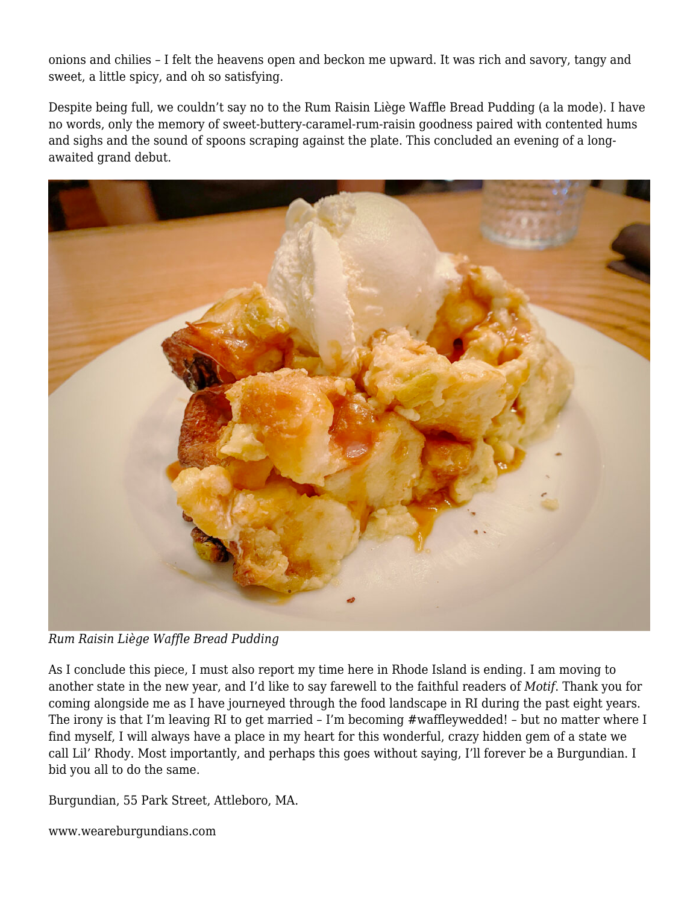onions and chilies – I felt the heavens open and beckon me upward. It was rich and savory, tangy and sweet, a little spicy, and oh so satisfying.

Despite being full, we couldn't say no to the Rum Raisin Liège Waffle Bread Pudding (a la mode). I have no words, only the memory of sweet-buttery-caramel-rum-raisin goodness paired with contented hums and sighs and the sound of spoons scraping against the plate. This concluded an evening of a long-awaited grand debut.

*Rum Raisin Liège Waffle Bread Pudding*

As I conclude this piece, I must also report my time here in Rhode Island is ending. I am moving to another state in the new year, and I'd like to say farewell to the faithful readers of *Motif*. Thank you for coming alongside me as I have journeyed through the food landscape in RI during the past eight years. The irony is that I'm leaving RI to get married – I'm becoming #waffleywedded! – but no matter where I find myself, I will always have a place in my heart for this wonderful, crazy hidden gem of a state we call Lil' Rhody. Most importantly, and perhaps this goes without saying, I'll forever be a Burgundian. I bid you all to do the same.

Burgundian, 55 Park Street, Attleboro, MA.

www.weareburgundians.com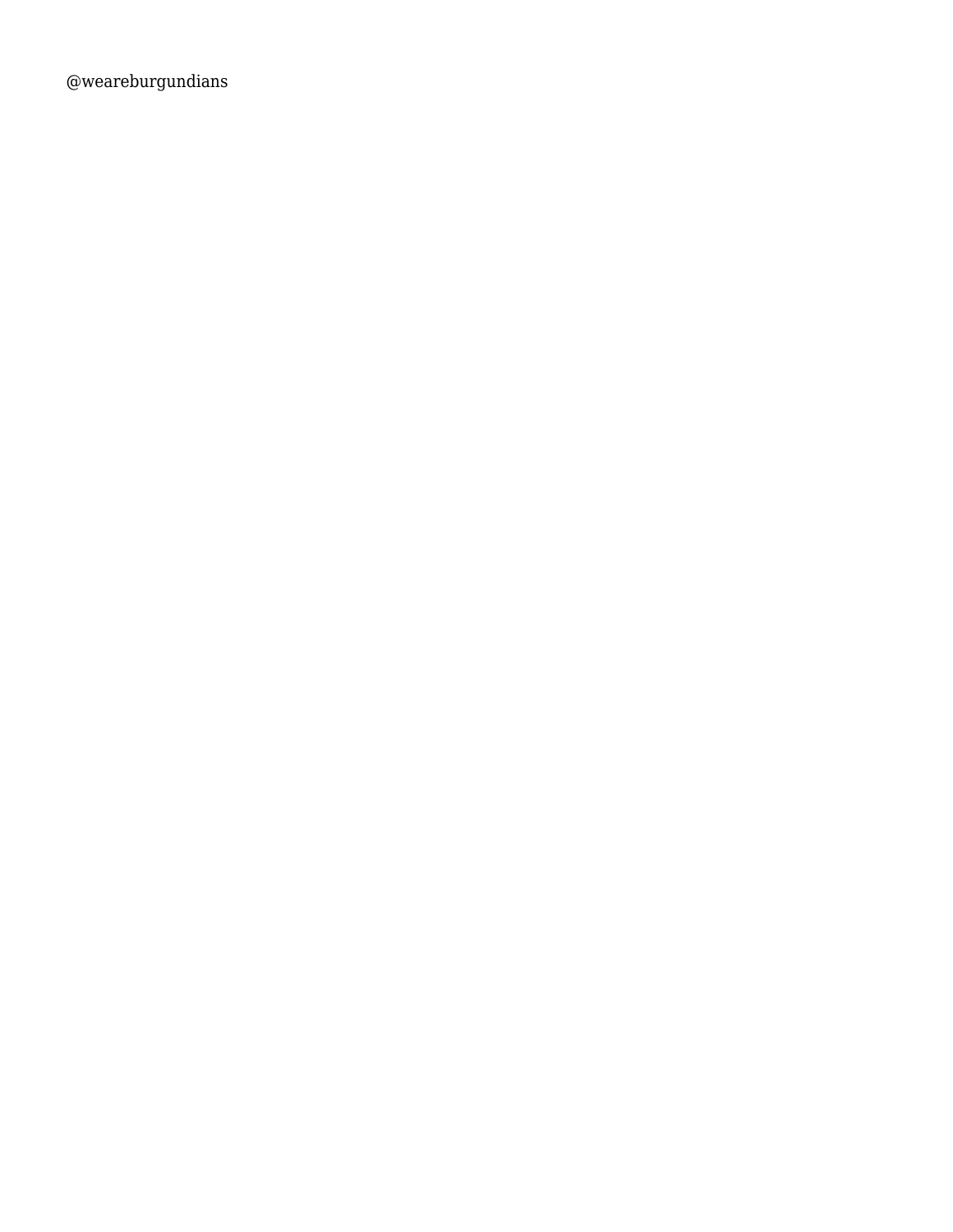@weareburgundians